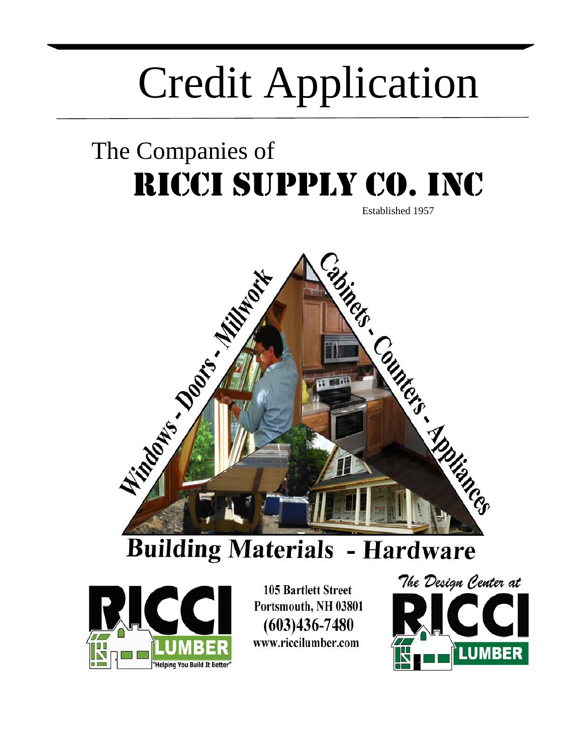# Credit Application

## The Companies of

## RICCI SUPPLY CO. INC

Established 1957

Windows - Doors - Millwork

Cabinets - Counters - Appliances

Building Materials - Hardware

RICCI LUMBER
"Helping You Build It Better"

105 Bartlett Street
Portsmouth, NH 03801
(603)436-7480
www.riccilumber.com

The Design Center at
RICCI LUMBER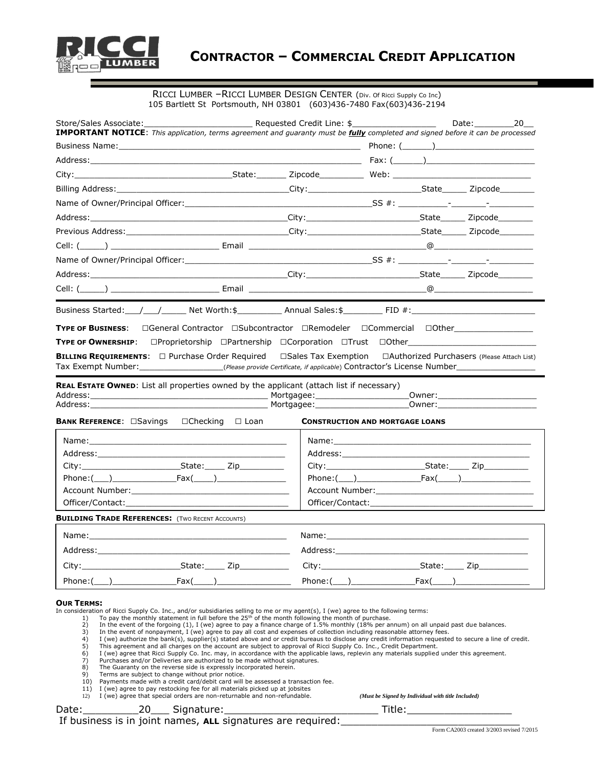# CONTRACTOR – COMMERCIAL CREDIT APPLICATION

RICCI LUMBER –RICCI LUMBER DESIGN CENTER (Div. Of Ricci Supply Co Inc)
105 Bartlett St Portsmouth, NH 03801 (603)436-7480 Fax(603)436-2194

Store/Sales Associate:______________________ Requested Credit Line: $_________________ Date:________20__

**IMPORTANT NOTICE**: *This application, terms agreement and guaranty must be **fully** completed and signed before it can be processed*

Business Name:_________________________________________________ Phone: (______)____________________

Address:______________________________________________________ Fax: (______)______________________

City:_______________________________State:______ Zipcode_________ Web: _____________________________

Billing Address:__________________________________City:_______________________State_____ Zipcode_______

Name of Owner/Principal Officer:______________________________________SS #: __________-_______-_________

Address:________________________________________City:_______________________State_____ Zipcode_______

Previous Address:_________________________________City:_______________________State_____ Zipcode_______

Cell: (_____) _____________________ Email ____________________________________@____________________

Name of Owner/Principal Officer:______________________________________SS #: __________-_______-_________

Address:________________________________________City:_______________________State_____ Zipcode_______

Cell: (_____) _____________________ Email ____________________________________@____________________

Business Started:___/___/_____ Net Worth:$_________ Annual Sales:$________ FID #:_________________________

**TYPE OF BUSINESS**: ☐General Contractor ☐Subcontractor ☐Remodeler ☐Commercial ☐Other________________

**TYPE OF OWNERSHIP**: ☐Proprietorship ☐Partnership ☐Corporation ☐Trust ☐Other_________________________

**BILLING REQUIREMENTS**: ☐ Purchase Order Required ☐Sales Tax Exemption ☐Authorized Purchasers (Please Attach List)

Tax Exempt Number:________________(*Please provide Certificate, if applicable*) Contractor's License Number________________

**REAL ESTATE OWNED**: List all properties owned by the applicant (attach list if necessary)

Address:___________________________________ Mortgagee:__________________Owner:____________________

Address:___________________________________ Mortgagee:__________________Owner:____________________

| **BANK REFERENCE**: ☐Savings ☐Checking ☐ Loan | **CONSTRUCTION AND MORTGAGE LOANS** |
|---|---|
| Name:_________________________________________ | Name:_________________________________________ |
| Address:_______________________________________ | Address:_______________________________________ |
| City:____________________State:____ Zip_________ | City:____________________State:____ Zip_________ |
| Phone:(___)_____________Fax(____)______________ | Phone:(___)_____________Fax(____)______________ |
| Account Number:_________________________________ | Account Number:_________________________________ |
| Officer/Contact:_________________________________ | Officer/Contact:_________________________________ |

**BUILDING TRADE REFERENCES:** (TWO RECENT ACCOUNTS)

| | |
|---|---|
| Name:_________________________________________ | Name:_________________________________________ |
| Address:_______________________________________ | Address:_______________________________________ |
| City:____________________State:____ Zip__________ | City:____________________State:____ Zip__________ |
| Phone:(___)____________Fax(____)_______________ | Phone:(___)____________Fax(____)_______________ |

**OUR TERMS:**

In consideration of Ricci Supply Co. Inc., and/or subsidiaries selling to me or my agent(s), I (we) agree to the following terms:

1) To pay the monthly statement in full before the 25th of the month following the month of purchase.
2) In the event of the forgoing (1), I (we) agree to pay a finance charge of 1.5% monthly (18% per annum) on all unpaid past due balances.
3) In the event of nonpayment, I (we) agree to pay all cost and expenses of collection including reasonable attorney fees.
4) I (we) authorize the bank(s), supplier(s) stated above and or credit bureaus to disclose any credit information requested to secure a line of credit.
5) This agreement and all charges on the account are subject to approval of Ricci Supply Co. Inc., Credit Department.
6) I (we) agree that Ricci Supply Co. Inc. may, in accordance with the applicable laws, replevin any materials supplied under this agreement.
7) Purchases and/or Deliveries are authorized to be made without signatures.
8) The Guaranty on the reverse side is expressly incorporated herein.
9) Terms are subject to change without prior notice.
10) Payments made with a credit card/debit card will be assessed a transaction fee.
11) I (we) agree to pay restocking fee for all materials picked up at jobsites
12) I (we) agree that special orders are non-returnable and non-refundable.

*(Must be Signed by Individual with title Included)*

Date:_________20___ Signature:_________________________ Title:_________________

If business is in joint names, **ALL** signatures are required:_______________________________

Form CA2003 created 3/2003 revised 7/2015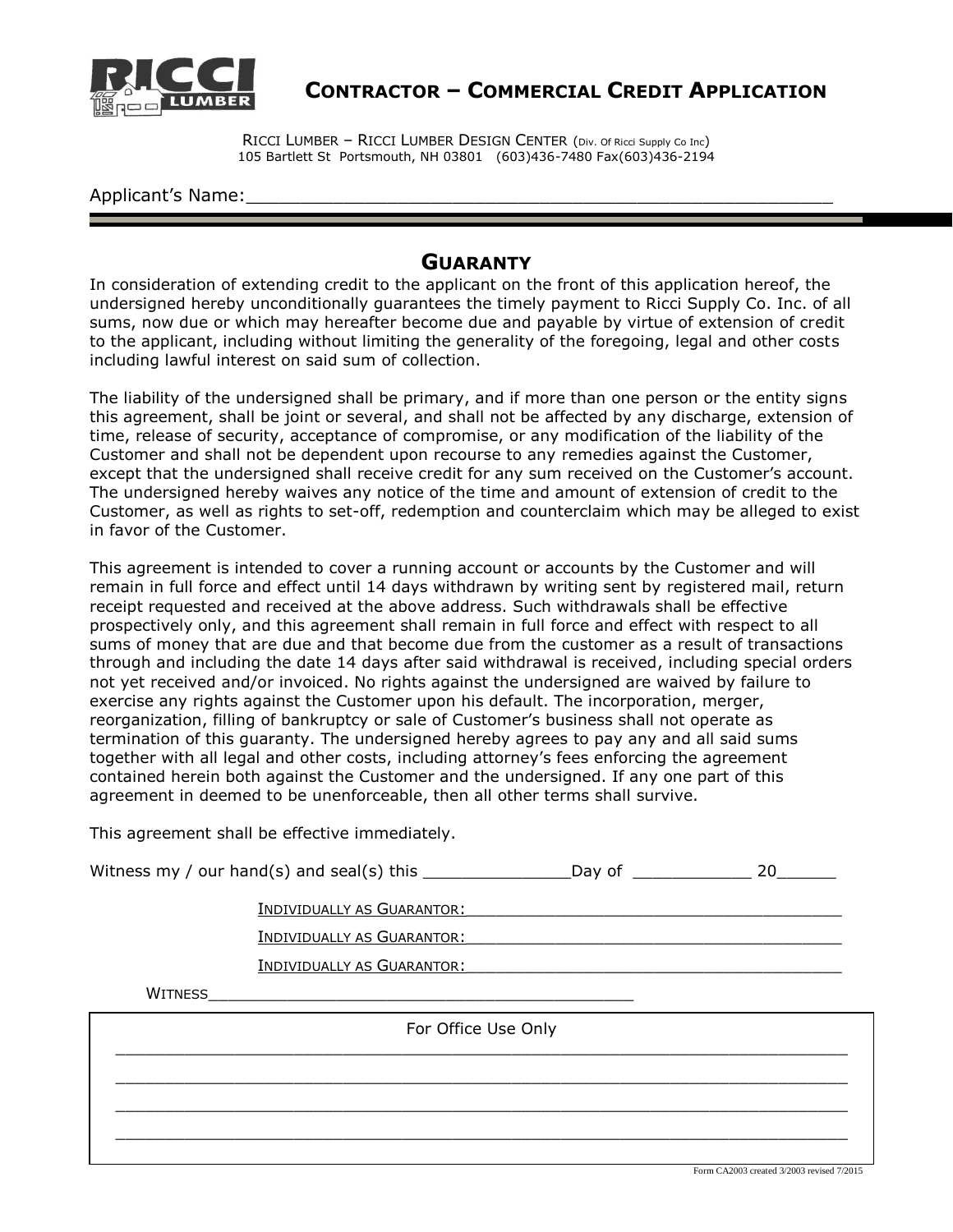# CONTRACTOR – COMMERCIAL CREDIT APPLICATION

RICCI LUMBER – RICCI LUMBER DESIGN CENTER (Div. Of Ricci Supply Co Inc)
105 Bartlett St Portsmouth, NH 03801 (603)436-7480 Fax(603)436-2194

Applicant's Name:\_\_\_\_\_\_\_\_\_\_\_\_\_\_\_\_\_\_\_\_\_\_\_\_\_\_\_\_\_\_\_\_\_\_\_\_\_\_\_\_\_\_\_\_\_\_\_\_\_\_\_\_\_\_\_\_\_\_

## GUARANTY

In consideration of extending credit to the applicant on the front of this application hereof, the undersigned hereby unconditionally guarantees the timely payment to Ricci Supply Co. Inc. of all sums, now due or which may hereafter become due and payable by virtue of extension of credit to the applicant, including without limiting the generality of the foregoing, legal and other costs including lawful interest on said sum of collection.

The liability of the undersigned shall be primary, and if more than one person or the entity signs this agreement, shall be joint or several, and shall not be affected by any discharge, extension of time, release of security, acceptance of compromise, or any modification of the liability of the Customer and shall not be dependent upon recourse to any remedies against the Customer, except that the undersigned shall receive credit for any sum received on the Customer's account. The undersigned hereby waives any notice of the time and amount of extension of credit to the Customer, as well as rights to set-off, redemption and counterclaim which may be alleged to exist in favor of the Customer.

This agreement is intended to cover a running account or accounts by the Customer and will remain in full force and effect until 14 days withdrawn by writing sent by registered mail, return receipt requested and received at the above address. Such withdrawals shall be effective prospectively only, and this agreement shall remain in full force and effect with respect to all sums of money that are due and that become due from the customer as a result of transactions through and including the date 14 days after said withdrawal is received, including special orders not yet received and/or invoiced. No rights against the undersigned are waived by failure to exercise any rights against the Customer upon his default. The incorporation, merger, reorganization, filling of bankruptcy or sale of Customer's business shall not operate as termination of this guaranty. The undersigned hereby agrees to pay any and all said sums together with all legal and other costs, including attorney's fees enforcing the agreement contained herein both against the Customer and the undersigned. If any one part of this agreement in deemed to be unenforceable, then all other terms shall survive.

This agreement shall be effective immediately.

Witness my / our hand(s) and seal(s) this \_\_\_\_\_\_\_\_\_\_\_\_\_\_\_Day of \_\_\_\_\_\_\_\_\_\_\_\_ 20\_\_\_\_\_\_

INDIVIDUALLY AS GUARANTOR:\_\_\_\_\_\_\_\_\_\_\_\_\_\_\_\_\_\_\_\_\_\_\_\_\_\_\_\_\_\_\_\_\_\_\_\_\_\_\_\_

INDIVIDUALLY AS GUARANTOR:\_\_\_\_\_\_\_\_\_\_\_\_\_\_\_\_\_\_\_\_\_\_\_\_\_\_\_\_\_\_\_\_\_\_\_\_\_\_\_\_

INDIVIDUALLY AS GUARANTOR:\_\_\_\_\_\_\_\_\_\_\_\_\_\_\_\_\_\_\_\_\_\_\_\_\_\_\_\_\_\_\_\_\_\_\_\_\_\_\_\_

WITNESS\_\_\_\_\_\_\_\_\_\_\_\_\_\_\_\_\_\_\_\_\_\_\_\_\_\_\_\_\_\_\_\_\_\_\_\_\_\_\_\_\_\_\_\_\_\_

For Office Use Only

\_\_\_\_\_\_\_\_\_\_\_\_\_\_\_\_\_\_\_\_\_\_\_\_\_\_\_\_\_\_\_\_\_\_\_\_\_\_\_\_\_\_\_\_\_\_\_\_\_\_\_\_\_\_\_\_\_\_\_\_\_\_\_\_\_\_

\_\_\_\_\_\_\_\_\_\_\_\_\_\_\_\_\_\_\_\_\_\_\_\_\_\_\_\_\_\_\_\_\_\_\_\_\_\_\_\_\_\_\_\_\_\_\_\_\_\_\_\_\_\_\_\_\_\_\_\_\_\_\_\_\_\_

\_\_\_\_\_\_\_\_\_\_\_\_\_\_\_\_\_\_\_\_\_\_\_\_\_\_\_\_\_\_\_\_\_\_\_\_\_\_\_\_\_\_\_\_\_\_\_\_\_\_\_\_\_\_\_\_\_\_\_\_\_\_\_\_\_\_

\_\_\_\_\_\_\_\_\_\_\_\_\_\_\_\_\_\_\_\_\_\_\_\_\_\_\_\_\_\_\_\_\_\_\_\_\_\_\_\_\_\_\_\_\_\_\_\_\_\_\_\_\_\_\_\_\_\_\_\_\_\_\_\_\_\_

Form CA2003 created 3/2003 revised 7/2015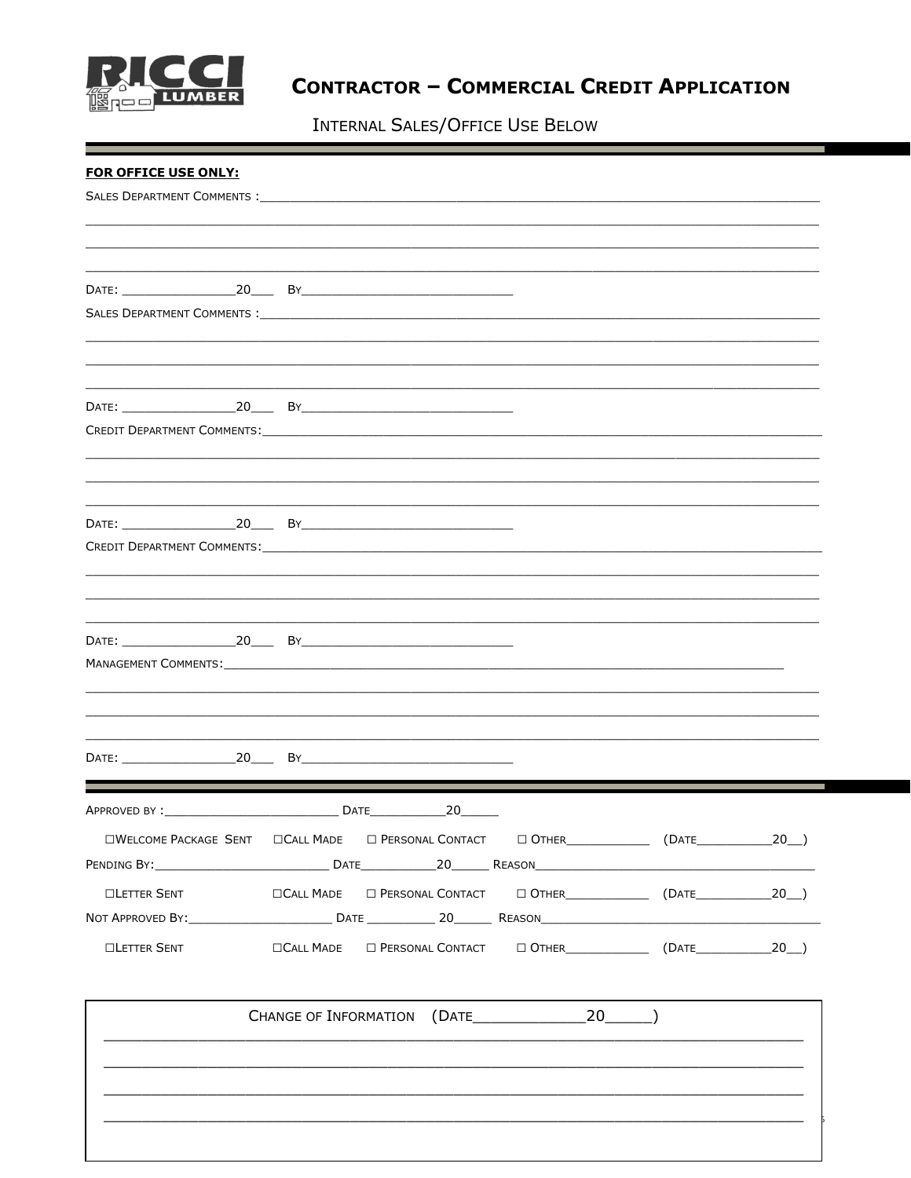# CONTRACTOR – COMMERCIAL CREDIT APPLICATION

INTERNAL SALES/OFFICE USE BELOW

**FOR OFFICE USE ONLY:**

SALES DEPARTMENT COMMENTS :______________________________________________________________________________

______________________________________________________________________________________________

______________________________________________________________________________________________

______________________________________________________________________________________________

DATE: ________________20___ BY_____________________________

SALES DEPARTMENT COMMENTS :______________________________________________________________________________

______________________________________________________________________________________________

______________________________________________________________________________________________

______________________________________________________________________________________________

DATE: ________________20___ BY_____________________________

CREDIT DEPARTMENT COMMENTS:______________________________________________________________________________

______________________________________________________________________________________________

______________________________________________________________________________________________

______________________________________________________________________________________________

DATE: ________________20___ BY_____________________________

CREDIT DEPARTMENT COMMENTS:______________________________________________________________________________

______________________________________________________________________________________________

______________________________________________________________________________________________

______________________________________________________________________________________________

DATE: ________________20___ BY_____________________________

MANAGEMENT COMMENTS:__________________________________________________________________________

______________________________________________________________________________________________

______________________________________________________________________________________________

______________________________________________________________________________________________

DATE: ________________20___ BY_____________________________

APPROVED BY :________________________ DATE___________20_____

☐WELCOME PACKAGE SENT ☐CALL MADE ☐ PERSONAL CONTACT ☐ OTHER____________ (DATE___________20__)

PENDING BY:________________________ DATE___________20_____ REASON________________________________________

☐LETTER SENT ☐CALL MADE ☐ PERSONAL CONTACT ☐ OTHER____________ (DATE___________20__)

NOT APPROVED BY:____________________ DATE __________ 20_____ REASON________________________________________

☐LETTER SENT ☐CALL MADE ☐ PERSONAL CONTACT ☐ OTHER____________ (DATE___________20__)

CHANGE OF INFORMATION (DATE_____________20_____)

______________________________________________________________________________________________

______________________________________________________________________________________________

______________________________________________________________________________________________

______________________________________________________________________________________________